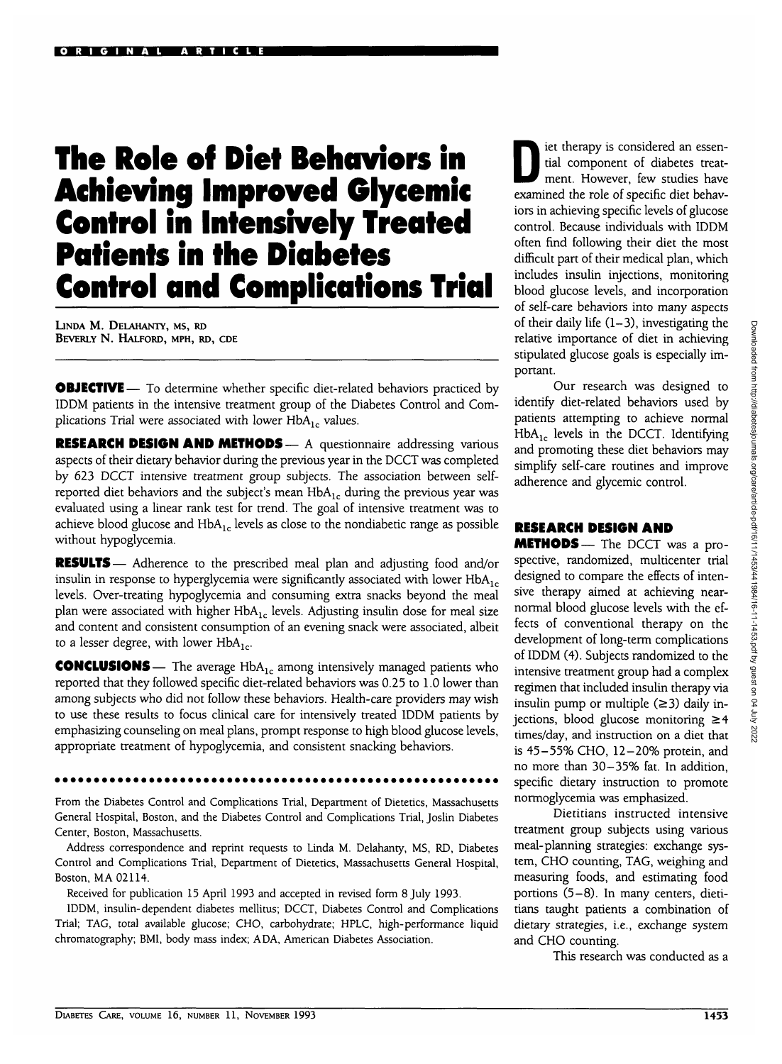ORIGINAL ARTICLE

# The Role of Diet Behaviors in Achieving Improved Glycemic Control in Intensively Treated Patients in the Diabetes Control and Complications Trial

LINDA M. DELAHANTY, MS, RD
BEVERLY N. HALFORD, MPH, RD, CDE

**OBJECTIVE** — To determine whether specific diet-related behaviors practiced by IDDM patients in the intensive treatment group of the Diabetes Control and Complications Trial were associated with lower $HbA_{1c}$ values.

**RESEARCH DESIGN AND METHODS** — A questionnaire addressing various aspects of their dietary behavior during the previous year in the DCCT was completed by 623 DCCT intensive treatment group subjects. The association between self-reported diet behaviors and the subject's mean $HbA_{1c}$ during the previous year was evaluated using a linear rank test for trend. The goal of intensive treatment was to achieve blood glucose and $HbA_{1c}$ levels as close to the nondiabetic range as possible without hypoglycemia.

**RESULTS** — Adherence to the prescribed meal plan and adjusting food and/or insulin in response to hyperglycemia were significantly associated with lower $HbA_{1c}$ levels. Over-treating hypoglycemia and consuming extra snacks beyond the meal plan were associated with higher $HbA_{1c}$ levels. Adjusting insulin dose for meal size and content and consistent consumption of an evening snack were associated, albeit to a lesser degree, with lower $HbA_{1c}$.

**CONCLUSIONS** — The average $HbA_{1c}$ among intensively managed patients who reported that they followed specific diet-related behaviors was 0.25 to 1.0 lower than among subjects who did not follow these behaviors. Health-care providers may wish to use these results to focus clinical care for intensively treated IDDM patients by emphasizing counseling on meal plans, prompt response to high blood glucose levels, appropriate treatment of hypoglycemia, and consistent snacking behaviors.

From the Diabetes Control and Complications Trial, Department of Dietetics, Massachusetts General Hospital, Boston, and the Diabetes Control and Complications Trial, Joslin Diabetes Center, Boston, Massachusetts.

Address correspondence and reprint requests to Linda M. Delahanty, MS, RD, Diabetes Control and Complications Trial, Department of Dietetics, Massachusetts General Hospital, Boston, MA 02114.

Received for publication 15 April 1993 and accepted in revised form 8 July 1993.

IDDM, insulin-dependent diabetes mellitus; DCCT, Diabetes Control and Complications Trial; TAG, total available glucose; CHO, carbohydrate; HPLC, high-performance liquid chromatography; BMI, body mass index; ADA, American Diabetes Association.

Diet therapy is considered an essential component of diabetes treatment. However, few studies have examined the role of specific diet behaviors in achieving specific levels of glucose control. Because individuals with IDDM often find following their diet the most difficult part of their medical plan, which includes insulin injections, monitoring blood glucose levels, and incorporation of self-care behaviors into many aspects of their daily life (1–3), investigating the relative importance of diet in achieving stipulated glucose goals is especially important.

Our research was designed to identify diet-related behaviors used by patients attempting to achieve normal $HbA_{1c}$ levels in the DCCT. Identifying and promoting these diet behaviors may simplify self-care routines and improve adherence and glycemic control.

## RESEARCH DESIGN AND METHODS

The DCCT was a prospective, randomized, multicenter trial designed to compare the effects of intensive therapy aimed at achieving near-normal blood glucose levels with the effects of conventional therapy on the development of long-term complications of IDDM (4). Subjects randomized to the intensive treatment group had a complex regimen that included insulin therapy via insulin pump or multiple (≥3) daily injections, blood glucose monitoring ≥4 times/day, and instruction on a diet that is 45–55% CHO, 12–20% protein, and no more than 30–35% fat. In addition, specific dietary instruction to promote normoglycemia was emphasized.

Dietitians instructed intensive treatment group subjects using various meal-planning strategies: exchange system, CHO counting, TAG, weighing and measuring foods, and estimating food portions (5–8). In many centers, dietitians taught patients a combination of dietary strategies, i.e., exchange system and CHO counting.

This research was conducted as a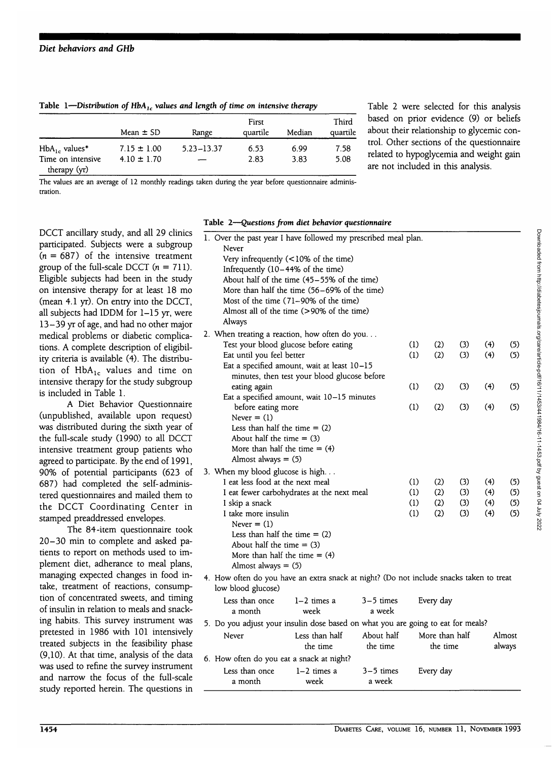**Table 1—Distribution of $HbA_{1c}$ values and length of time on intensive therapy**

| | Mean ± SD | Range | First quartile | Median | Third quartile |
|---|---|---|---|---|---|
| $HbA_{1c}$ values* | 7.15 ± 1.00 | 5.23–13.37 | 6.53 | 6.99 | 7.58 |
| Time on intensive therapy (yr) | 4.10 ± 1.70 | — | 2.83 | 3.83 | 5.08 |

The values are an average of 12 monthly readings taken during the year before questionnaire administration.

DCCT ancillary study, and all 29 clinics participated. Subjects were a subgroup ($n = 687$) of the intensive treatment group of the full-scale DCCT ($n = 711$). Eligible subjects had been in the study on intensive therapy for at least 18 mo (mean 4.1 yr). On entry into the DCCT, all subjects had IDDM for 1–15 yr, were 13–39 yr of age, and had no other major medical problems or diabetic complications. A complete description of eligibility criteria is available (4). The distribution of $HbA_{1c}$ values and time on intensive therapy for the study subgroup is included in Table 1.

A Diet Behavior Questionnaire (unpublished, available upon request) was distributed during the sixth year of the full-scale study (1990) to all DCCT intensive treatment group patients who agreed to participate. By the end of 1991, 90% of potential participants (623 of 687) had completed the self-administered questionnaires and mailed them to the DCCT Coordinating Center in stamped preaddressed envelopes.

The 84-item questionnaire took 20–30 min to complete and asked patients to report on methods used to implement diet, adherance to meal plans, managing expected changes in food intake, treatment of reactions, consumption of concentrated sweets, and timing of insulin in relation to meals and snacking habits. This survey instrument was pretested in 1986 with 101 intensively treated subjects in the feasibility phase (9,10). At that time, analysis of the data was used to refine the survey instrument and narrow the focus of the full-scale study reported herein. The questions in Table 2 were selected for this analysis based on prior evidence (9) or beliefs about their relationship to glycemic control. Other sections of the questionnaire related to hypoglycemia and weight gain are not included in this analysis.

**Table 2—Questions from diet behavior questionnaire**

1. Over the past year I have followed my prescribed meal plan.
   - Never
   - Very infrequently (<10% of the time)
   - Infrequently (10–44% of the time)
   - About half of the time (45–55% of the time)
   - More than half the time (56–69% of the time)
   - Most of the time (71–90% of the time)
   - Almost all of the time (>90% of the time)
   - Always

2. When treating a reaction, how often do you. . .

| | | | | | |
|---|---|---|---|---|---|
| Test your blood glucose before eating | (1) | (2) | (3) | (4) | (5) |
| Eat until you feel better | (1) | (2) | (3) | (4) | (5) |
| Eat a specified amount, wait at least 10–15 minutes, then test your blood glucose before eating again | (1) | (2) | (3) | (4) | (5) |
| Eat a specified amount, wait 10–15 minutes before eating more | (1) | (2) | (3) | (4) | (5) |

   Never = (1)
   Less than half the time = (2)
   About half the time = (3)
   More than half the time = (4)
   Almost always = (5)

3. When my blood glucose is high. . .

| | | | | | |
|---|---|---|---|---|---|
| I eat less food at the next meal | (1) | (2) | (3) | (4) | (5) |
| I eat fewer carbohydrates at the next meal | (1) | (2) | (3) | (4) | (5) |
| I skip a snack | (1) | (2) | (3) | (4) | (5) |
| I take more insulin | (1) | (2) | (3) | (4) | (5) |

   Never = (1)
   Less than half the time = (2)
   About half the time = (3)
   More than half the time = (4)
   Almost always = (5)

4. How often do you have an extra snack at night? (Do not include snacks taken to treat low blood glucose)

   Less than once a month | 1–2 times a week | 3–5 times a week | Every day

5. Do you adjust your insulin dose based on what you are going to eat for meals?

   Never | Less than half the time | About half the time | More than half the time | Almost always

6. How often do you eat a snack at night?

   Less than once a month | 1–2 times a week | 3–5 times a week | Every day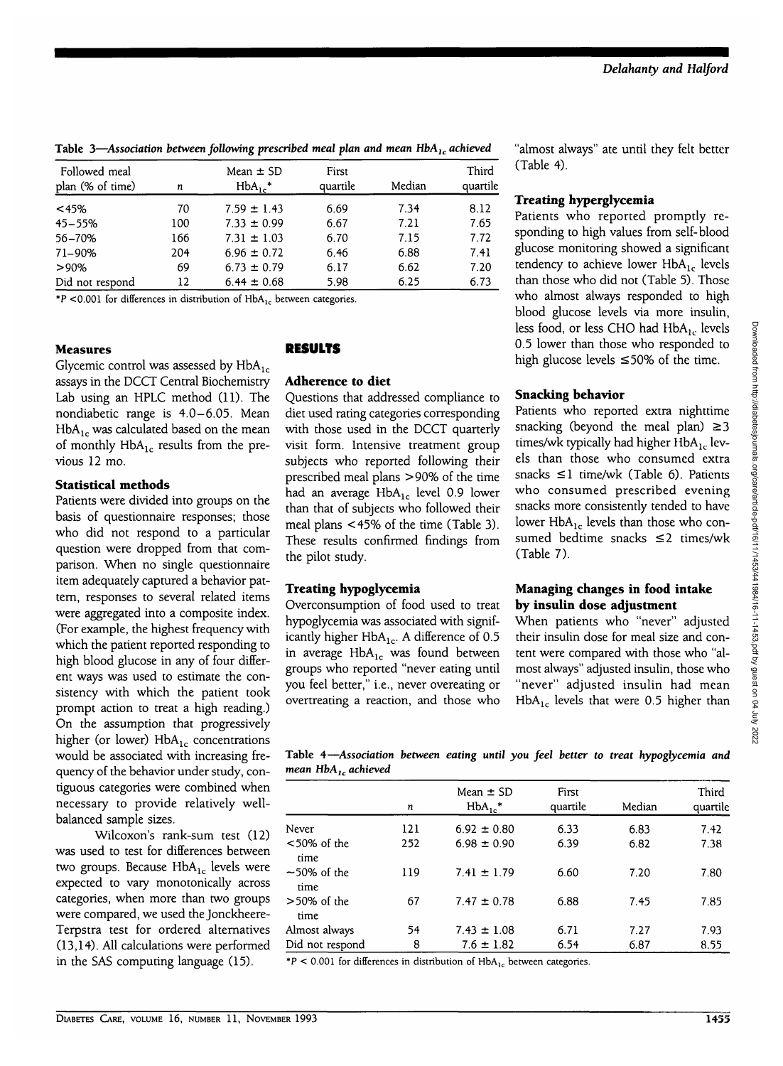**Table 3—*Association between following prescribed meal plan and mean $HbA_{1c}$ achieved***

| Followed meal plan (% of time) | n | Mean ± SD $HbA_{1c}$* | First quartile | Median | Third quartile |
|---|---|---|---|---|---|
| <45% | 70 | 7.59 ± 1.43 | 6.69 | 7.34 | 8.12 |
| 45–55% | 100 | 7.33 ± 0.99 | 6.67 | 7.21 | 7.65 |
| 56–70% | 166 | 7.31 ± 1.03 | 6.70 | 7.15 | 7.72 |
| 71–90% | 204 | 6.96 ± 0.72 | 6.46 | 6.88 | 7.41 |
| >90% | 69 | 6.73 ± 0.79 | 6.17 | 6.62 | 7.20 |
| Did not respond | 12 | 6.44 ± 0.68 | 5.98 | 6.25 | 6.73 |

*$P$ <0.001 for differences in distribution of $HbA_{1c}$ between categories.

### Measures

Glycemic control was assessed by $HbA_{1c}$ assays in the DCCT Central Biochemistry Lab using an HPLC method (11). The nondiabetic range is 4.0–6.05. Mean $HbA_{1c}$ was calculated based on the mean of monthly $HbA_{1c}$ results from the previous 12 mo.

### Statistical methods

Patients were divided into groups on the basis of questionnaire responses; those who did not respond to a particular question were dropped from that comparison. When no single questionnaire item adequately captured a behavior pattern, responses to several related items were aggregated into a composite index. (For example, the highest frequency with which the patient reported responding to high blood glucose in any of four different ways was used to estimate the consistency with which the patient took prompt action to treat a high reading.) On the assumption that progressively higher (or lower) $HbA_{1c}$ concentrations would be associated with increasing frequency of the behavior under study, contiguous categories were combined when necessary to provide relatively well-balanced sample sizes.

Wilcoxon's rank-sum test (12) was used to test for differences between two groups. Because $HbA_{1c}$ levels were expected to vary monotonically across categories, when more than two groups were compared, we used the Jonckheere-Terpstra test for ordered alternatives (13,14). All calculations were performed in the SAS computing language (15).

## RESULTS

### Adherence to diet

Questions that addressed compliance to diet used rating categories corresponding with those used in the DCCT quarterly visit form. Intensive treatment group subjects who reported following their prescribed meal plans >90% of the time had an average $HbA_{1c}$ level 0.9 lower than that of subjects who followed their meal plans <45% of the time (Table 3). These results confirmed findings from the pilot study.

### Treating hypoglycemia

Overconsumption of food used to treat hypoglycemia was associated with significantly higher $HbA_{1c}$. A difference of 0.5 in average $HbA_{1c}$ was found between groups who reported "never eating until you feel better," i.e., never overeating or overtreating a reaction, and those who "almost always" ate until they felt better (Table 4).

### Treating hyperglycemia

Patients who reported promptly responding to high values from self-blood glucose monitoring showed a significant tendency to achieve lower $HbA_{1c}$ levels than those who did not (Table 5). Those who almost always responded to high blood glucose levels via more insulin, less food, or less CHO had $HbA_{1c}$ levels 0.5 lower than those who responded to high glucose levels ≤50% of the time.

### Snacking behavior

Patients who reported extra nighttime snacking (beyond the meal plan) ≥3 times/wk typically had higher $HbA_{1c}$ levels than those who consumed extra snacks ≤1 time/wk (Table 6). Patients who consumed prescribed evening snacks more consistently tended to have lower $HbA_{1c}$ levels than those who consumed bedtime snacks ≤2 times/wk (Table 7).

### Managing changes in food intake by insulin dose adjustment

When patients who "never" adjusted their insulin dose for meal size and content were compared with those who "almost always" adjusted insulin, those who "never" adjusted insulin had mean $HbA_{1c}$ levels that were 0.5 higher than

**Table 4—*Association between eating until you feel better to treat hypoglycemia and mean $HbA_{1c}$ achieved***

| | n | Mean ± SD $HbA_{1c}$* | First quartile | Median | Third quartile |
|---|---|---|---|---|---|
| Never | 121 | 6.92 ± 0.80 | 6.33 | 6.83 | 7.42 |
| <50% of the time | 252 | 6.98 ± 0.90 | 6.39 | 6.82 | 7.38 |
| ~50% of the time | 119 | 7.41 ± 1.79 | 6.60 | 7.20 | 7.80 |
| >50% of the time | 67 | 7.47 ± 0.78 | 6.88 | 7.45 | 7.85 |
| Almost always | 54 | 7.43 ± 1.08 | 6.71 | 7.27 | 7.93 |
| Did not respond | 8 | 7.6 ± 1.82 | 6.54 | 6.87 | 8.55 |

*$P$ < 0.001 for differences in distribution of $HbA_{1c}$ between categories.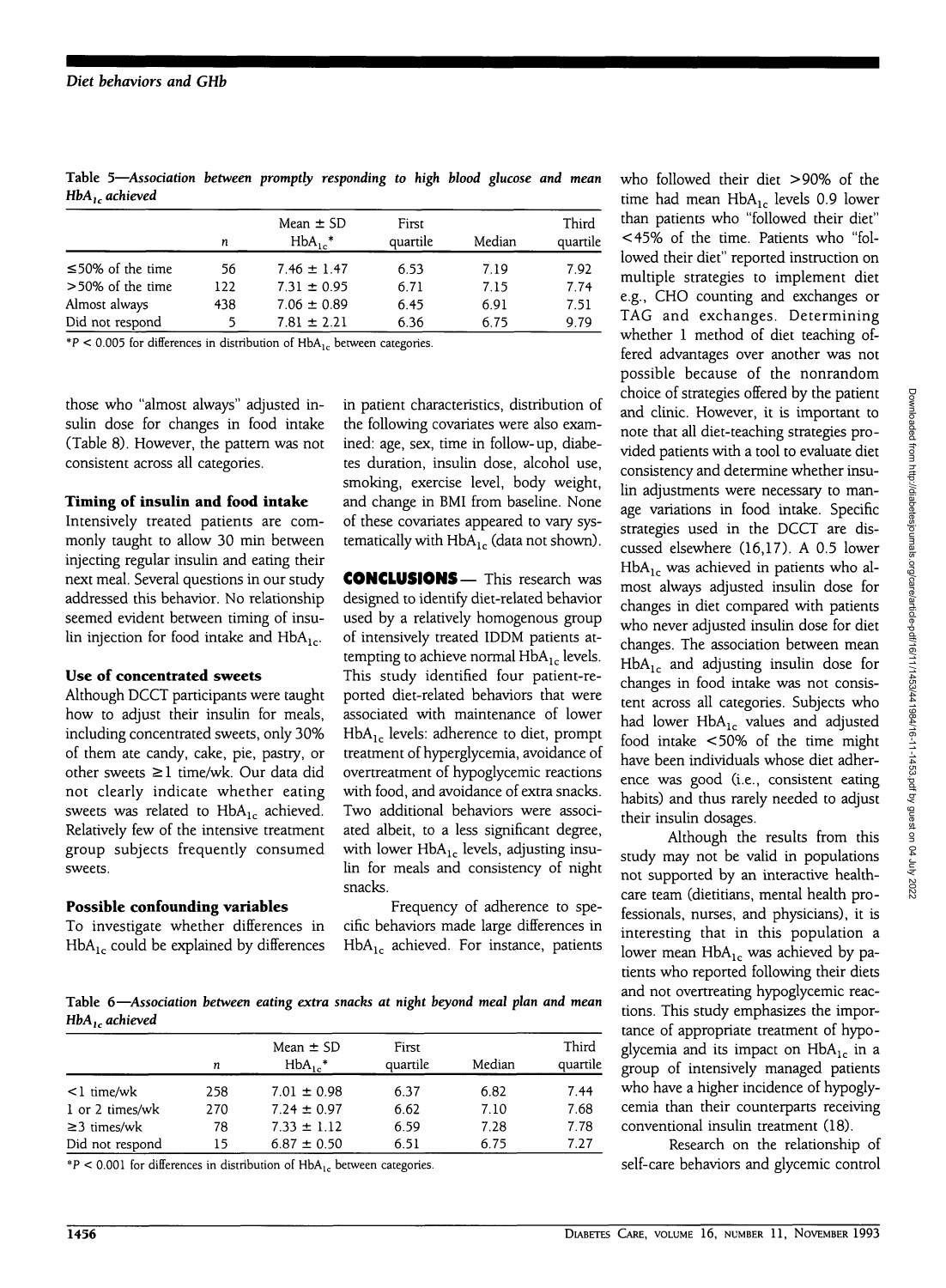**Table 5—Association between promptly responding to high blood glucose and mean $HbA_{1c}$ achieved**

| | n | Mean ± SD $HbA_{1c}$* | First quartile | Median | Third quartile |
|---|---|---|---|---|---|
| ≤50% of the time | 56 | 7.46 ± 1.47 | 6.53 | 7.19 | 7.92 |
| >50% of the time | 122 | 7.31 ± 0.95 | 6.71 | 7.15 | 7.74 |
| Almost always | 438 | 7.06 ± 0.89 | 6.45 | 6.91 | 7.51 |
| Did not respond | 5 | 7.81 ± 2.21 | 6.36 | 6.75 | 9.79 |

*$P < 0.005$ for differences in distribution of $HbA_{1c}$ between categories.

those who "almost always" adjusted insulin dose for changes in food intake (Table 8). However, the pattern was not consistent across all categories.

### Timing of insulin and food intake

Intensively treated patients are commonly taught to allow 30 min between injecting regular insulin and eating their next meal. Several questions in our study addressed this behavior. No relationship seemed evident between timing of insulin injection for food intake and $HbA_{1c}$.

### Use of concentrated sweets

Although DCCT participants were taught how to adjust their insulin for meals, including concentrated sweets, only 30% of them ate candy, cake, pie, pastry, or other sweets ≥1 time/wk. Our data did not clearly indicate whether eating sweets was related to $HbA_{1c}$ achieved. Relatively few of the intensive treatment group subjects frequently consumed sweets.

### Possible confounding variables

To investigate whether differences in $HbA_{1c}$ could be explained by differences in patient characteristics, distribution of the following covariates were also examined: age, sex, time in follow-up, diabetes duration, insulin dose, alcohol use, smoking, exercise level, body weight, and change in BMI from baseline. None of these covariates appeared to vary systematically with $HbA_{1c}$ (data not shown).

## CONCLUSIONS

This research was designed to identify diet-related behavior used by a relatively homogenous group of intensively treated IDDM patients attempting to achieve normal $HbA_{1c}$ levels. This study identified four patient-reported diet-related behaviors that were associated with maintenance of lower $HbA_{1c}$ levels: adherence to diet, prompt treatment of hyperglycemia, avoidance of overtreatment of hypoglycemic reactions with food, and avoidance of extra snacks. Two additional behaviors were associated albeit, to a less significant degree, with lower $HbA_{1c}$ levels, adjusting insulin for meals and consistency of night snacks.

Frequency of adherence to specific behaviors made large differences in $HbA_{1c}$ achieved. For instance, patients who followed their diet >90% of the time had mean $HbA_{1c}$ levels 0.9 lower than patients who "followed their diet" <45% of the time. Patients who "followed their diet" reported instruction on multiple strategies to implement diet e.g., CHO counting and exchanges or TAG and exchanges. Determining whether 1 method of diet teaching offered advantages over another was not possible because of the nonrandom choice of strategies offered by the patient and clinic. However, it is important to note that all diet-teaching strategies provided patients with a tool to evaluate diet consistency and determine whether insulin adjustments were necessary to manage variations in food intake. Specific strategies used in the DCCT are discussed elsewhere (16,17). A 0.5 lower $HbA_{1c}$ was achieved in patients who almost always adjusted insulin dose for changes in diet compared with patients who never adjusted insulin dose for diet changes. The association between mean $HbA_{1c}$ and adjusting insulin dose for changes in food intake was not consistent across all categories. Subjects who had lower $HbA_{1c}$ values and adjusted food intake <50% of the time might have been individuals whose diet adherence was good (i.e., consistent eating habits) and thus rarely needed to adjust their insulin dosages.

Although the results from this study may not be valid in populations not supported by an interactive healthcare team (dietitians, mental health professionals, nurses, and physicians), it is interesting that in this population a lower mean $HbA_{1c}$ was achieved by patients who reported following their diets and not overtreating hypoglycemic reactions. This study emphasizes the importance of appropriate treatment of hypoglycemia and its impact on $HbA_{1c}$ in a group of intensively managed patients who have a higher incidence of hypoglycemia than their counterparts receiving conventional insulin treatment (18).

Research on the relationship of self-care behaviors and glycemic control

**Table 6—Association between eating extra snacks at night beyond meal plan and mean $HbA_{1c}$ achieved**

| | n | Mean ± SD $HbA_{1c}$* | First quartile | Median | Third quartile |
|---|---|---|---|---|---|
| <1 time/wk | 258 | 7.01 ± 0.98 | 6.37 | 6.82 | 7.44 |
| 1 or 2 times/wk | 270 | 7.24 ± 0.97 | 6.62 | 7.10 | 7.68 |
| ≥3 times/wk | 78 | 7.33 ± 1.12 | 6.59 | 7.28 | 7.78 |
| Did not respond | 15 | 6.87 ± 0.50 | 6.51 | 6.75 | 7.27 |

*$P < 0.001$ for differences in distribution of $HbA_{1c}$ between categories.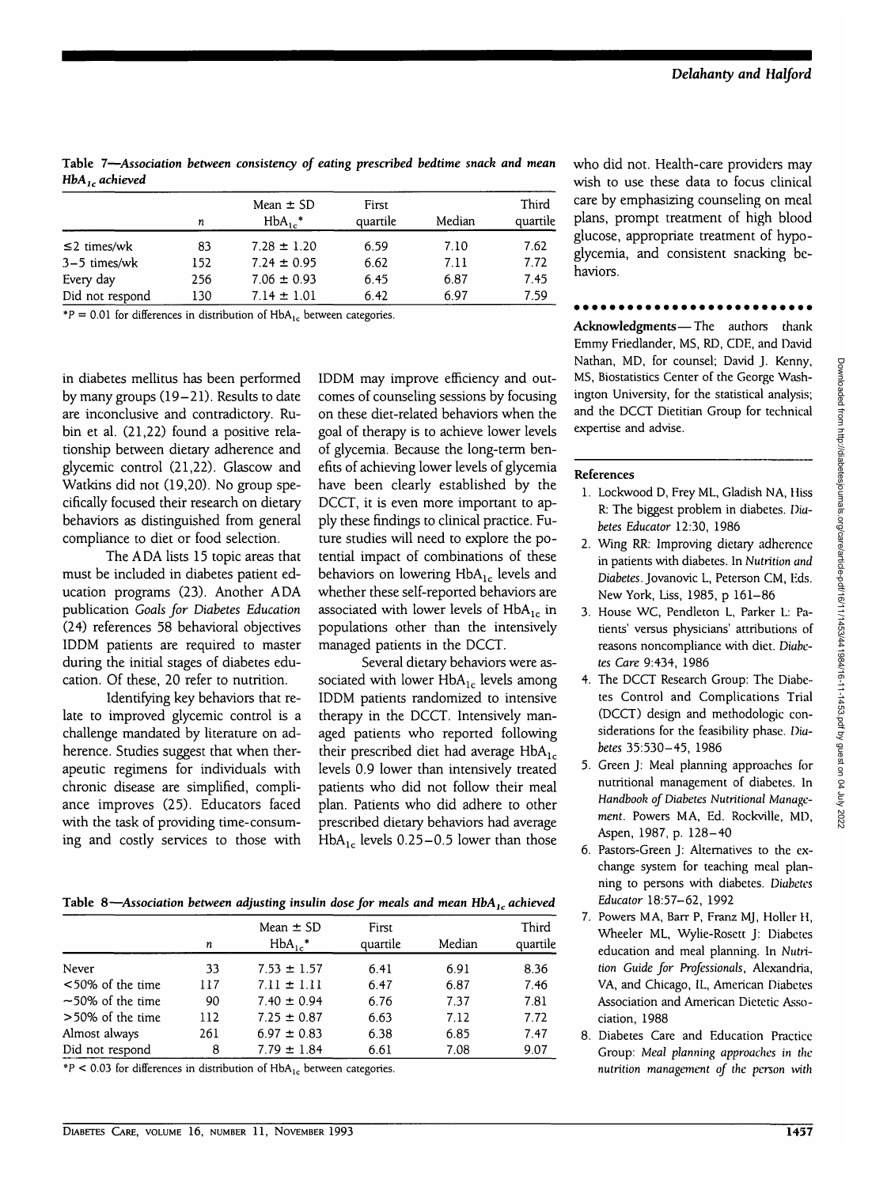**Table 7—Association between consistency of eating prescribed bedtime snack and mean $HbA_{1c}$ achieved**

| | $n$ | Mean ± SD $HbA_{1c}$* | First quartile | Median | Third quartile |
|---|---|---|---|---|---|
| ≤2 times/wk | 83 | 7.28 ± 1.20 | 6.59 | 7.10 | 7.62 |
| 3–5 times/wk | 152 | 7.24 ± 0.95 | 6.62 | 7.11 | 7.72 |
| Every day | 256 | 7.06 ± 0.93 | 6.45 | 6.87 | 7.45 |
| Did not respond | 130 | 7.14 ± 1.01 | 6.42 | 6.97 | 7.59 |

*$P = 0.01$ for differences in distribution of $HbA_{1c}$ between categories.

in diabetes mellitus has been performed by many groups (19–21). Results to date are inconclusive and contradictory. Rubin et al. (21,22) found a positive relationship between dietary adherence and glycemic control (21,22). Glascow and Watkins did not (19,20). No group specifically focused their research on dietary behaviors as distinguished from general compliance to diet or food selection.

The ADA lists 15 topic areas that must be included in diabetes patient education programs (23). Another ADA publication *Goals for Diabetes Education* (24) references 58 behavioral objectives IDDM patients are required to master during the initial stages of diabetes education. Of these, 20 refer to nutrition.

Identifying key behaviors that relate to improved glycemic control is a challenge mandated by literature on adherence. Studies suggest that when therapeutic regimens for individuals with chronic disease are simplified, compliance improves (25). Educators faced with the task of providing time-consuming and costly services to those with IDDM may improve efficiency and outcomes of counseling sessions by focusing on these diet-related behaviors when the goal of therapy is to achieve lower levels of glycemia. Because the long-term benefits of achieving lower levels of glycemia have been clearly established by the DCCT, it is even more important to apply these findings to clinical practice. Future studies will need to explore the potential impact of combinations of these behaviors on lowering $HbA_{1c}$ levels and whether these self-reported behaviors are associated with lower levels of $HbA_{1c}$ in populations other than the intensively managed patients in the DCCT.

Several dietary behaviors were associated with lower $HbA_{1c}$ levels among IDDM patients randomized to intensive therapy in the DCCT. Intensively managed patients who reported following their prescribed diet had average $HbA_{1c}$ levels 0.9 lower than intensively treated patients who did not follow their meal plan. Patients who did adhere to other prescribed dietary behaviors had average $HbA_{1c}$ levels 0.25–0.5 lower than those who did not. Health-care providers may wish to use these data to focus clinical care by emphasizing counseling on meal plans, prompt treatment of high blood glucose, appropriate treatment of hypoglycemia, and consistent snacking behaviors.

**Table 8—Association between adjusting insulin dose for meals and mean $HbA_{1c}$ achieved**

| | $n$ | Mean ± SD $HbA_{1c}$* | First quartile | Median | Third quartile |
|---|---|---|---|---|---|
| Never | 33 | 7.53 ± 1.57 | 6.41 | 6.91 | 8.36 |
| <50% of the time | 117 | 7.11 ± 1.11 | 6.47 | 6.87 | 7.46 |
| ~50% of the time | 90 | 7.40 ± 0.94 | 6.76 | 7.37 | 7.81 |
| >50% of the time | 112 | 7.25 ± 0.87 | 6.63 | 7.12 | 7.72 |
| Almost always | 261 | 6.97 ± 0.83 | 6.38 | 6.85 | 7.47 |
| Did not respond | 8 | 7.79 ± 1.84 | 6.61 | 7.08 | 9.07 |

*$P < 0.03$ for differences in distribution of $HbA_{1c}$ between categories.

**Acknowledgments**— The authors thank Emmy Friedlander, MS, RD, CDE, and David Nathan, MD, for counsel; David J. Kenny, MS, Biostatistics Center of the George Washington University, for the statistical analysis; and the DCCT Dietitian Group for technical expertise and advise.

## References

1. Lockwood D, Frey ML, Gladish NA, Hiss R: The biggest problem in diabetes. *Diabetes Educator* 12:30, 1986
2. Wing RR: Improving dietary adherence in patients with diabetes. In *Nutrition and Diabetes*. Jovanovic L, Peterson CM, Eds. New York, Liss, 1985, p 161–86
3. House WC, Pendleton L, Parker L: Patients' versus physicians' attributions of reasons noncompliance with diet. *Diabetes Care* 9:434, 1986
4. The DCCT Research Group: The Diabetes Control and Complications Trial (DCCT) design and methodologic considerations for the feasibility phase. *Diabetes* 35:530–45, 1986
5. Green J: Meal planning approaches for nutritional management of diabetes. In *Handbook of Diabetes Nutritional Management*. Powers MA, Ed. Rockville, MD, Aspen, 1987, p. 128–40
6. Pastors-Green J: Alternatives to the exchange system for teaching meal planning to persons with diabetes. *Diabetes Educator* 18:57–62, 1992
7. Powers MA, Barr P, Franz MJ, Holler H, Wheeler ML, Wylie-Rosett J: Diabetes education and meal planning. In *Nutrition Guide for Professionals*, Alexandria, VA, and Chicago, IL, American Diabetes Association and American Dietetic Association, 1988
8. Diabetes Care and Education Practice Group: *Meal planning approaches in the nutrition management of the person with*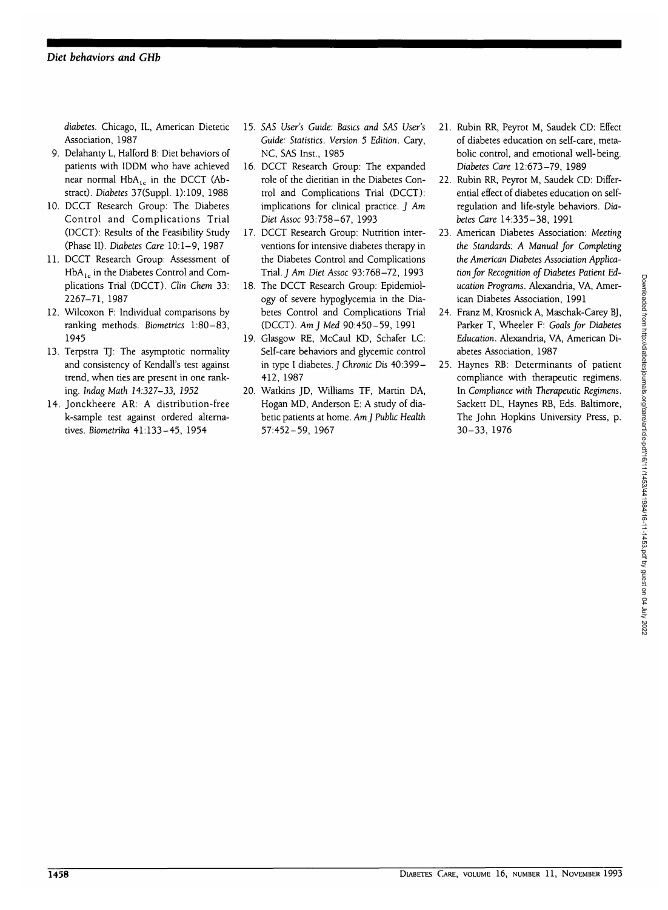*diabetes*. Chicago, IL, American Dietetic Association, 1987

9. Delahanty L, Halford B: Diet behaviors of patients with IDDM who have achieved near normal $HbA_{1c}$ in the DCCT (Abstract). *Diabetes* 37(Suppl. 1):109, 1988
10. DCCT Research Group: The Diabetes Control and Complications Trial (DCCT): Results of the Feasibility Study (Phase II). *Diabetes Care* 10:1–9, 1987
11. DCCT Research Group: Assessment of $HbA_{1c}$ in the Diabetes Control and Complications Trial (DCCT). *Clin Chem* 33: 2267–71, 1987
12. Wilcoxon F: Individual comparisons by ranking methods. *Biometrics* 1:80–83, 1945
13. Terpstra TJ: The asymptotic normality and consistency of Kendall's test against trend, when ties are present in one ranking. *Indag Math 14:327–33, 1952*
14. Jonckheere AR: A distribution-free k-sample test against ordered alternatives. *Biometrika* 41:133–45, 1954
15. *SAS User's Guide: Basics and SAS User's Guide: Statistics. Version 5 Edition*. Cary, NC, SAS Inst., 1985
16. DCCT Research Group: The expanded role of the dietitian in the Diabetes Control and Complications Trial (DCCT): implications for clinical practice. *J Am Diet Assoc* 93:758–67, 1993
17. DCCT Research Group: Nutrition interventions for intensive diabetes therapy in the Diabetes Control and Complications Trial. *J Am Diet Assoc* 93:768–72, 1993
18. The DCCT Research Group: Epidemiology of severe hypoglycemia in the Diabetes Control and Complications Trial (DCCT). *Am J Med* 90:450–59, 1991
19. Glasgow RE, McCaul KD, Schafer LC: Self-care behaviors and glycemic control in type I diabetes. *J Chronic Dis* 40:399–412, 1987
20. Watkins JD, Williams TF, Martin DA, Hogan MD, Anderson E: A study of diabetic patients at home. *Am J Public Health* 57:452–59, 1967
21. Rubin RR, Peyrot M, Saudek CD: Effect of diabetes education on self-care, metabolic control, and emotional well-being. *Diabetes Care* 12:673–79, 1989
22. Rubin RR, Peyrot M, Saudek CD: Differential effect of diabetes education on self-regulation and life-style behaviors. *Diabetes Care* 14:335–38, 1991
23. American Diabetes Association: *Meeting the Standards: A Manual for Completing the American Diabetes Association Application for Recognition of Diabetes Patient Education Programs*. Alexandria, VA, American Diabetes Association, 1991
24. Franz M, Krosnick A, Maschak-Carey BJ, Parker T, Wheeler F: *Goals for Diabetes Education*. Alexandria, VA, American Diabetes Association, 1987
25. Haynes RB: Determinants of patient compliance with therapeutic regimens. In *Compliance with Therapeutic Regimens*. Sackett DL, Haynes RB, Eds. Baltimore, The John Hopkins University Press, p. 30–33, 1976